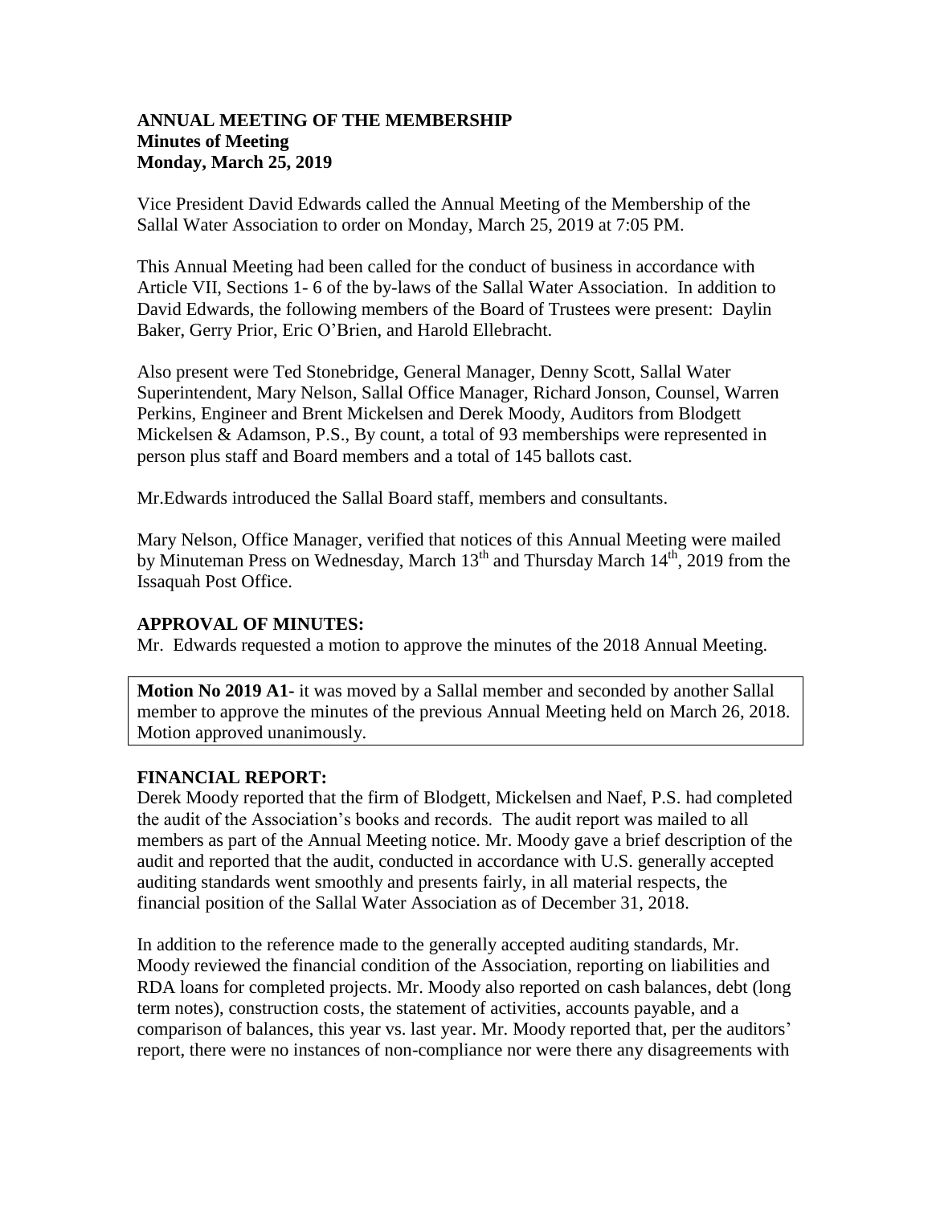**ANNUAL MEETING OF THE MEMBERSHIP**
**Minutes of Meeting**
**Monday, March 25, 2019**

Vice President David Edwards called the Annual Meeting of the Membership of the Sallal Water Association to order on Monday, March 25, 2019 at 7:05 PM.

This Annual Meeting had been called for the conduct of business in accordance with Article VII, Sections 1- 6 of the by-laws of the Sallal Water Association. In addition to David Edwards, the following members of the Board of Trustees were present: Daylin Baker, Gerry Prior, Eric O'Brien, and Harold Ellebracht.

Also present were Ted Stonebridge, General Manager, Denny Scott, Sallal Water Superintendent, Mary Nelson, Sallal Office Manager, Richard Jonson, Counsel, Warren Perkins, Engineer and Brent Mickelsen and Derek Moody, Auditors from Blodgett Mickelsen & Adamson, P.S., By count, a total of 93 memberships were represented in person plus staff and Board members and a total of 145 ballots cast.

Mr.Edwards introduced the Sallal Board staff, members and consultants.

Mary Nelson, Office Manager, verified that notices of this Annual Meeting were mailed by Minuteman Press on Wednesday, March 13th and Thursday March 14th, 2019 from the Issaquah Post Office.

## APPROVAL OF MINUTES:

Mr. Edwards requested a motion to approve the minutes of the 2018 Annual Meeting.

**Motion No 2019 A1-** it was moved by a Sallal member and seconded by another Sallal member to approve the minutes of the previous Annual Meeting held on March 26, 2018. Motion approved unanimously.

## FINANCIAL REPORT:

Derek Moody reported that the firm of Blodgett, Mickelsen and Naef, P.S. had completed the audit of the Association's books and records. The audit report was mailed to all members as part of the Annual Meeting notice. Mr. Moody gave a brief description of the audit and reported that the audit, conducted in accordance with U.S. generally accepted auditing standards went smoothly and presents fairly, in all material respects, the financial position of the Sallal Water Association as of December 31, 2018.

In addition to the reference made to the generally accepted auditing standards, Mr. Moody reviewed the financial condition of the Association, reporting on liabilities and RDA loans for completed projects. Mr. Moody also reported on cash balances, debt (long term notes), construction costs, the statement of activities, accounts payable, and a comparison of balances, this year vs. last year. Mr. Moody reported that, per the auditors' report, there were no instances of non-compliance nor were there any disagreements with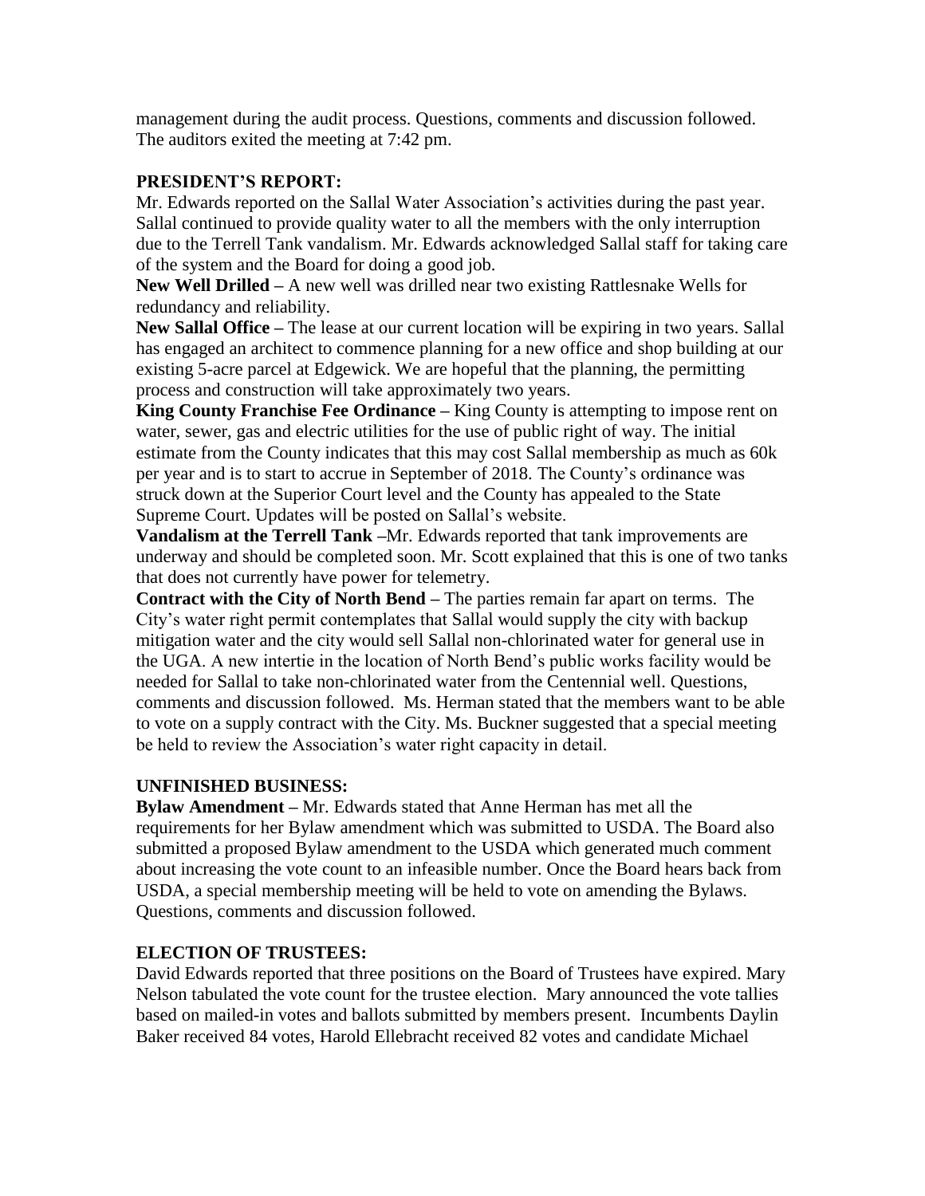management during the audit process. Questions, comments and discussion followed. The auditors exited the meeting at 7:42 pm.

**PRESIDENT'S REPORT:**

Mr. Edwards reported on the Sallal Water Association's activities during the past year. Sallal continued to provide quality water to all the members with the only interruption due to the Terrell Tank vandalism. Mr. Edwards acknowledged Sallal staff for taking care of the system and the Board for doing a good job.

**New Well Drilled –** A new well was drilled near two existing Rattlesnake Wells for redundancy and reliability.

**New Sallal Office –** The lease at our current location will be expiring in two years. Sallal has engaged an architect to commence planning for a new office and shop building at our existing 5-acre parcel at Edgewick. We are hopeful that the planning, the permitting process and construction will take approximately two years.

**King County Franchise Fee Ordinance –** King County is attempting to impose rent on water, sewer, gas and electric utilities for the use of public right of way. The initial estimate from the County indicates that this may cost Sallal membership as much as 60k per year and is to start to accrue in September of 2018. The County's ordinance was struck down at the Superior Court level and the County has appealed to the State Supreme Court. Updates will be posted on Sallal's website.

**Vandalism at the Terrell Tank –**Mr. Edwards reported that tank improvements are underway and should be completed soon. Mr. Scott explained that this is one of two tanks that does not currently have power for telemetry.

**Contract with the City of North Bend –** The parties remain far apart on terms. The City's water right permit contemplates that Sallal would supply the city with backup mitigation water and the city would sell Sallal non-chlorinated water for general use in the UGA. A new intertie in the location of North Bend's public works facility would be needed for Sallal to take non-chlorinated water from the Centennial well. Questions, comments and discussion followed. Ms. Herman stated that the members want to be able to vote on a supply contract with the City. Ms. Buckner suggested that a special meeting be held to review the Association's water right capacity in detail.

**UNFINISHED BUSINESS:**

**Bylaw Amendment –** Mr. Edwards stated that Anne Herman has met all the requirements for her Bylaw amendment which was submitted to USDA. The Board also submitted a proposed Bylaw amendment to the USDA which generated much comment about increasing the vote count to an infeasible number. Once the Board hears back from USDA, a special membership meeting will be held to vote on amending the Bylaws. Questions, comments and discussion followed.

**ELECTION OF TRUSTEES:**

David Edwards reported that three positions on the Board of Trustees have expired. Mary Nelson tabulated the vote count for the trustee election. Mary announced the vote tallies based on mailed-in votes and ballots submitted by members present. Incumbents Daylin Baker received 84 votes, Harold Ellebracht received 82 votes and candidate Michael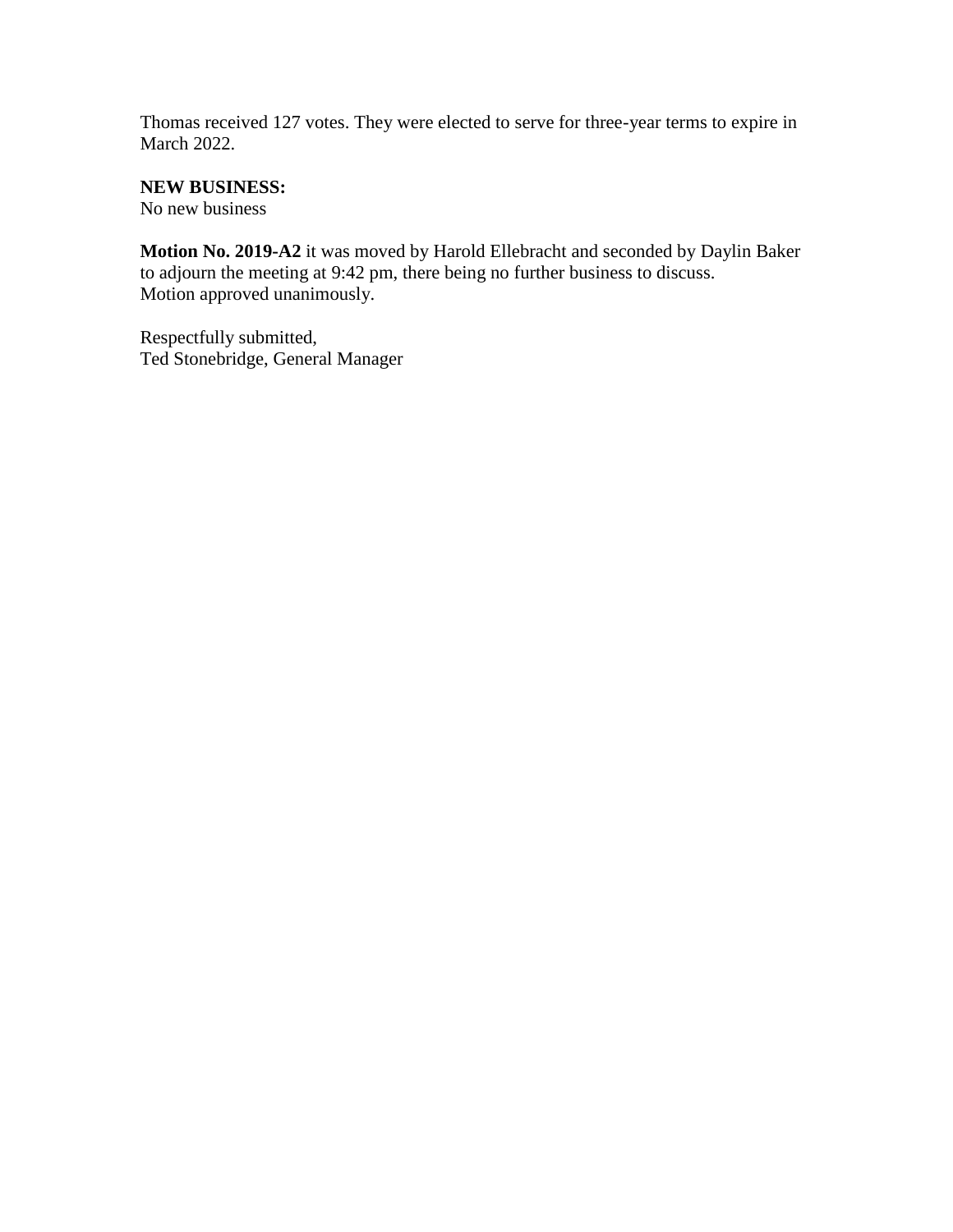Thomas received 127 votes. They were elected to serve for three-year terms to expire in March 2022.

**NEW BUSINESS:**
No new business

**Motion No. 2019-A2** it was moved by Harold Ellebracht and seconded by Daylin Baker to adjourn the meeting at 9:42 pm, there being no further business to discuss.
Motion approved unanimously.

Respectfully submitted,
Ted Stonebridge, General Manager